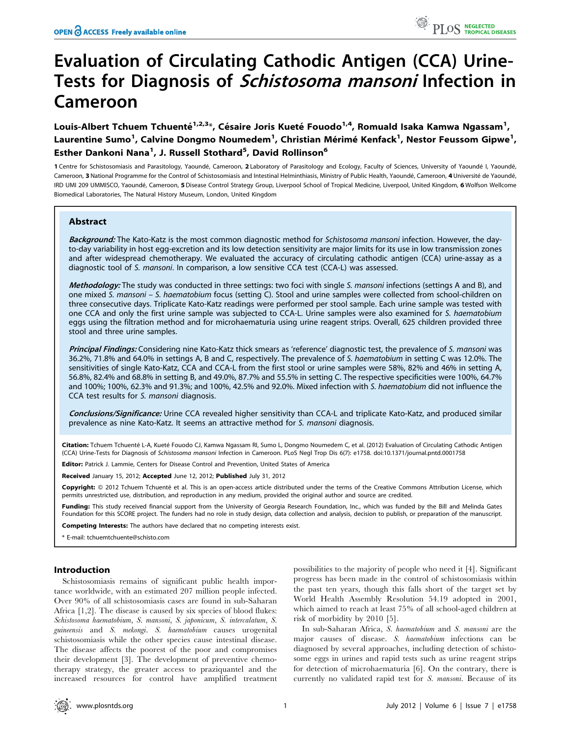# Evaluation of Circulating Cathodic Antigen (CCA) Urine-Tests for Diagnosis of *Schistosoma mansoni* Infection in Cameroon

**Louis-Albert Tchuem Tchuenté[1,2,3]*, Césaire Joris Kueté Fouodo[1,4], Romuald Isaka Kamwa Ngassam[1], Laurentine Sumo[1], Calvine Dongmo Noumedem[1], Christian Mérimé Kenfack[1], Nestor Feussom Gipwe[1], Esther Dankoni Nana[1], J. Russell Stothard[5], David Rollinson[6]**

1 Centre for Schistosomiasis and Parasitology, Yaoundé, Cameroon, 2 Laboratory of Parasitology and Ecology, Faculty of Sciences, University of Yaoundé I, Yaoundé, Cameroon, 3 National Programme for the Control of Schistosomiasis and Intestinal Helminthiasis, Ministry of Public Health, Yaoundé, Cameroon, 4 Université de Yaoundé, IRD UMI 209 UMMISCO, Yaoundé, Cameroon, 5 Disease Control Strategy Group, Liverpool School of Tropical Medicine, Liverpool, United Kingdom, 6 Wolfson Wellcome Biomedical Laboratories, The Natural History Museum, London, United Kingdom

## Abstract

***Background:*** The Kato-Katz is the most common diagnostic method for *Schistosoma mansoni* infection. However, the day-to-day variability in host egg-excretion and its low detection sensitivity are major limits for its use in low transmission zones and after widespread chemotherapy. We evaluated the accuracy of circulating cathodic antigen (CCA) urine-assay as a diagnostic tool of *S. mansoni*. In comparison, a low sensitive CCA test (CCA-L) was assessed.

***Methodology:*** The study was conducted in three settings: two foci with single *S. mansoni* infections (settings A and B), and one mixed *S. mansoni* – *S. haematobium* focus (setting C). Stool and urine samples were collected from school-children on three consecutive days. Triplicate Kato-Katz readings were performed per stool sample. Each urine sample was tested with one CCA and only the first urine sample was subjected to CCA-L. Urine samples were also examined for *S. haematobium* eggs using the filtration method and for microhaematuria using urine reagent strips. Overall, 625 children provided three stool and three urine samples.

***Principal Findings:*** Considering nine Kato-Katz thick smears as 'reference' diagnostic test, the prevalence of *S. mansoni* was 36.2%, 71.8% and 64.0% in settings A, B and C, respectively. The prevalence of *S. haematobium* in setting C was 12.0%. The sensitivities of single Kato-Katz, CCA and CCA-L from the first stool or urine samples were 58%, 82% and 46% in setting A, 56.8%, 82.4% and 68.8% in setting B, and 49.0%, 87.7% and 55.5% in setting C. The respective specificities were 100%, 64.7% and 100%; 100%, 62.3% and 91.3%; and 100%, 42.5% and 92.0%. Mixed infection with *S. haematobium* did not influence the CCA test results for *S. mansoni* diagnosis.

***Conclusions/Significance:*** Urine CCA revealed higher sensitivity than CCA-L and triplicate Kato-Katz, and produced similar prevalence as nine Kato-Katz. It seems an attractive method for *S. mansoni* diagnosis.

**Citation:** Tchuem Tchuenté L-A, Kueté Fouodo CJ, Kamwa Ngassam RI, Sumo L, Dongmo Noumedem C, et al. (2012) Evaluation of Circulating Cathodic Antigen (CCA) Urine-Tests for Diagnosis of *Schistosoma mansoni* Infection in Cameroon. PLoS Negl Trop Dis 6(7): e1758. doi:10.1371/journal.pntd.0001758

**Editor:** Patrick J. Lammie, Centers for Disease Control and Prevention, United States of America

**Received** January 15, 2012; **Accepted** June 12, 2012; **Published** July 31, 2012

**Copyright:** © 2012 Tchuem Tchuenté et al. This is an open-access article distributed under the terms of the Creative Commons Attribution License, which permits unrestricted use, distribution, and reproduction in any medium, provided the original author and source are credited.

**Funding:** This study received financial support from the University of Georgia Research Foundation, Inc., which was funded by the Bill and Melinda Gates Foundation for this SCORE project. The funders had no role in study design, data collection and analysis, decision to publish, or preparation of the manuscript.

**Competing Interests:** The authors have declared that no competing interests exist.

\* E-mail: tchuemtchuente@schisto.com

## Introduction

Schistosomiasis remains of significant public health importance worldwide, with an estimated 207 million people infected. Over 90% of all schistosomiasis cases are found in sub-Saharan Africa [1,2]. The disease is caused by six species of blood flukes: *Schistosoma haematobium*, *S. mansoni*, *S. japonicum*, *S. intercalatum*, *S. guineensis* and *S. mekongi*. *S. haematobium* causes urogenital schistosomiasis while the other species cause intestinal disease. The disease affects the poorest of the poor and compromises their development [3]. The development of preventive chemotherapy strategy, the greater access to praziquantel and the increased resources for control have amplified treatment possibilities to the majority of people who need it [4]. Significant progress has been made in the control of schistosomiasis within the past ten years, though this falls short of the target set by World Health Assembly Resolution 54.19 adopted in 2001, which aimed to reach at least 75% of all school-aged children at risk of morbidity by 2010 [5].

In sub-Saharan Africa, *S. haematobium* and *S. mansoni* are the major causes of disease. *S. haematobium* infections can be diagnosed by several approaches, including detection of schistosome eggs in urines and rapid tests such as urine reagent strips for detection of microhaematuria [6]. On the contrary, there is currently no validated rapid test for *S. mansoni*. Because of its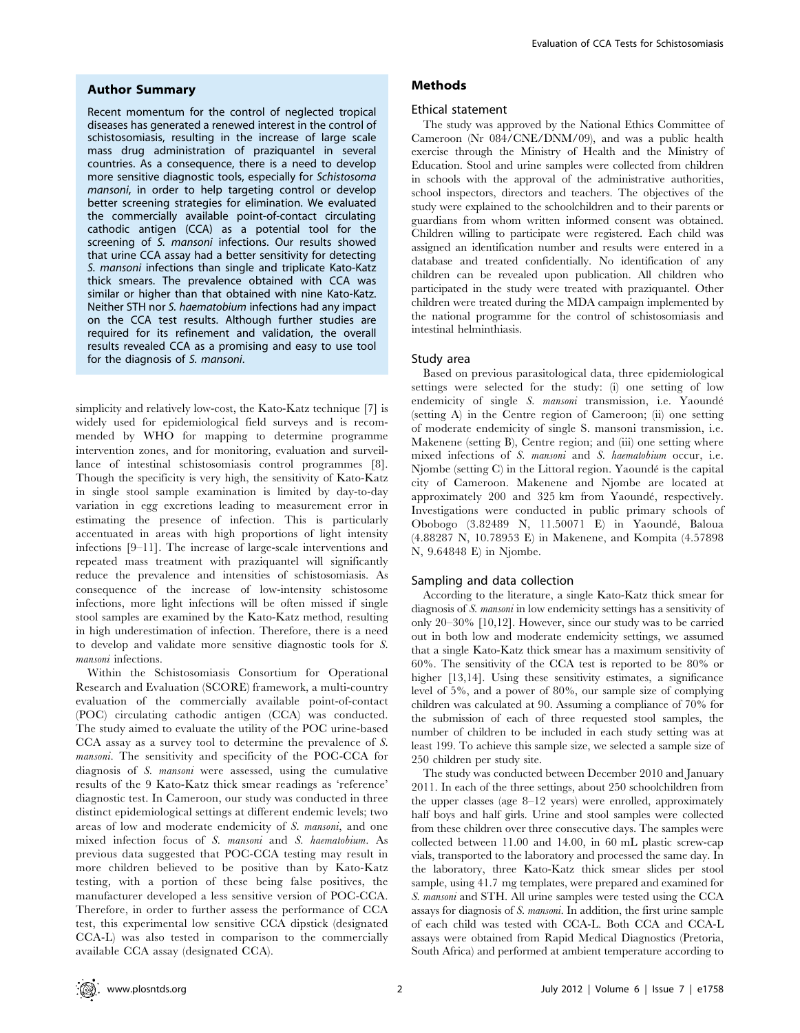### Author Summary

Recent momentum for the control of neglected tropical diseases has generated a renewed interest in the control of schistosomiasis, resulting in the increase of large scale mass drug administration of praziquantel in several countries. As a consequence, there is a need to develop more sensitive diagnostic tools, especially for *Schistosoma mansoni*, in order to help targeting control or develop better screening strategies for elimination. We evaluated the commercially available point-of-contact circulating cathodic antigen (CCA) as a potential tool for the screening of *S. mansoni* infections. Our results showed that urine CCA assay had a better sensitivity for detecting *S. mansoni* infections than single and triplicate Kato-Katz thick smears. The prevalence obtained with CCA was similar or higher than that obtained with nine Kato-Katz. Neither STH nor *S. haematobium* infections had any impact on the CCA test results. Although further studies are required for its refinement and validation, the overall results revealed CCA as a promising and easy to use tool for the diagnosis of *S. mansoni*.

simplicity and relatively low-cost, the Kato-Katz technique [7] is widely used for epidemiological field surveys and is recommended by WHO for mapping to determine programme intervention zones, and for monitoring, evaluation and surveillance of intestinal schistosomiasis control programmes [8]. Though the specificity is very high, the sensitivity of Kato-Katz in single stool sample examination is limited by day-to-day variation in egg excretions leading to measurement error in estimating the presence of infection. This is particularly accentuated in areas with high proportions of light intensity infections [9–11]. The increase of large-scale interventions and repeated mass treatment with praziquantel will significantly reduce the prevalence and intensities of schistosomiasis. As consequence of the increase of low-intensity schistosome infections, more light infections will be often missed if single stool samples are examined by the Kato-Katz method, resulting in high underestimation of infection. Therefore, there is a need to develop and validate more sensitive diagnostic tools for *S. mansoni* infections.

Within the Schistosomiasis Consortium for Operational Research and Evaluation (SCORE) framework, a multi-country evaluation of the commercially available point-of-contact (POC) circulating cathodic antigen (CCA) was conducted. The study aimed to evaluate the utility of the POC urine-based CCA assay as a survey tool to determine the prevalence of *S. mansoni*. The sensitivity and specificity of the POC-CCA for diagnosis of *S. mansoni* were assessed, using the cumulative results of the 9 Kato-Katz thick smear readings as 'reference' diagnostic test. In Cameroon, our study was conducted in three distinct epidemiological settings at different endemic levels; two areas of low and moderate endemicity of *S. mansoni*, and one mixed infection focus of *S. mansoni* and *S. haematobium*. As previous data suggested that POC-CCA testing may result in more children believed to be positive than by Kato-Katz testing, with a portion of these being false positives, the manufacturer developed a less sensitive version of POC-CCA. Therefore, in order to further assess the performance of CCA test, this experimental low sensitive CCA dipstick (designated CCA-L) was also tested in comparison to the commercially available CCA assay (designated CCA).

## Methods

### Ethical statement

The study was approved by the National Ethics Committee of Cameroon (Nr 084/CNE/DNM/09), and was a public health exercise through the Ministry of Health and the Ministry of Education. Stool and urine samples were collected from children in schools with the approval of the administrative authorities, school inspectors, directors and teachers. The objectives of the study were explained to the schoolchildren and to their parents or guardians from whom written informed consent was obtained. Children willing to participate were registered. Each child was assigned an identification number and results were entered in a database and treated confidentially. No identification of any children can be revealed upon publication. All children who participated in the study were treated with praziquantel. Other children were treated during the MDA campaign implemented by the national programme for the control of schistosomiasis and intestinal helminthiasis.

### Study area

Based on previous parasitological data, three epidemiological settings were selected for the study: (i) one setting of low endemicity of single *S. mansoni* transmission, i.e. Yaoundé (setting A) in the Centre region of Cameroon; (ii) one setting of moderate endemicity of single S. mansoni transmission, i.e. Makenene (setting B), Centre region; and (iii) one setting where mixed infections of *S. mansoni* and *S. haematobium* occur, i.e. Njombe (setting C) in the Littoral region. Yaoundé is the capital city of Cameroon. Makenene and Njombe are located at approximately 200 and 325 km from Yaoundé, respectively. Investigations were conducted in public primary schools of Obobogo (3.82489 N, 11.50071 E) in Yaoundé, Baloua (4.88287 N, 10.78953 E) in Makenene, and Kompita (4.57898 N, 9.64848 E) in Njombe.

### Sampling and data collection

According to the literature, a single Kato-Katz thick smear for diagnosis of *S. mansoni* in low endemicity settings has a sensitivity of only 20–30% [10,12]. However, since our study was to be carried out in both low and moderate endemicity settings, we assumed that a single Kato-Katz thick smear has a maximum sensitivity of 60%. The sensitivity of the CCA test is reported to be 80% or higher [13,14]. Using these sensitivity estimates, a significance level of 5%, and a power of 80%, our sample size of complying children was calculated at 90. Assuming a compliance of 70% for the submission of each of three requested stool samples, the number of children to be included in each study setting was at least 199. To achieve this sample size, we selected a sample size of 250 children per study site.

The study was conducted between December 2010 and January 2011. In each of the three settings, about 250 schoolchildren from the upper classes (age 8–12 years) were enrolled, approximately half boys and half girls. Urine and stool samples were collected from these children over three consecutive days. The samples were collected between 11.00 and 14.00, in 60 mL plastic screw-cap vials, transported to the laboratory and processed the same day. In the laboratory, three Kato-Katz thick smear slides per stool sample, using 41.7 mg templates, were prepared and examined for *S. mansoni* and STH. All urine samples were tested using the CCA assays for diagnosis of *S. mansoni*. In addition, the first urine sample of each child was tested with CCA-L. Both CCA and CCA-L assays were obtained from Rapid Medical Diagnostics (Pretoria, South Africa) and performed at ambient temperature according to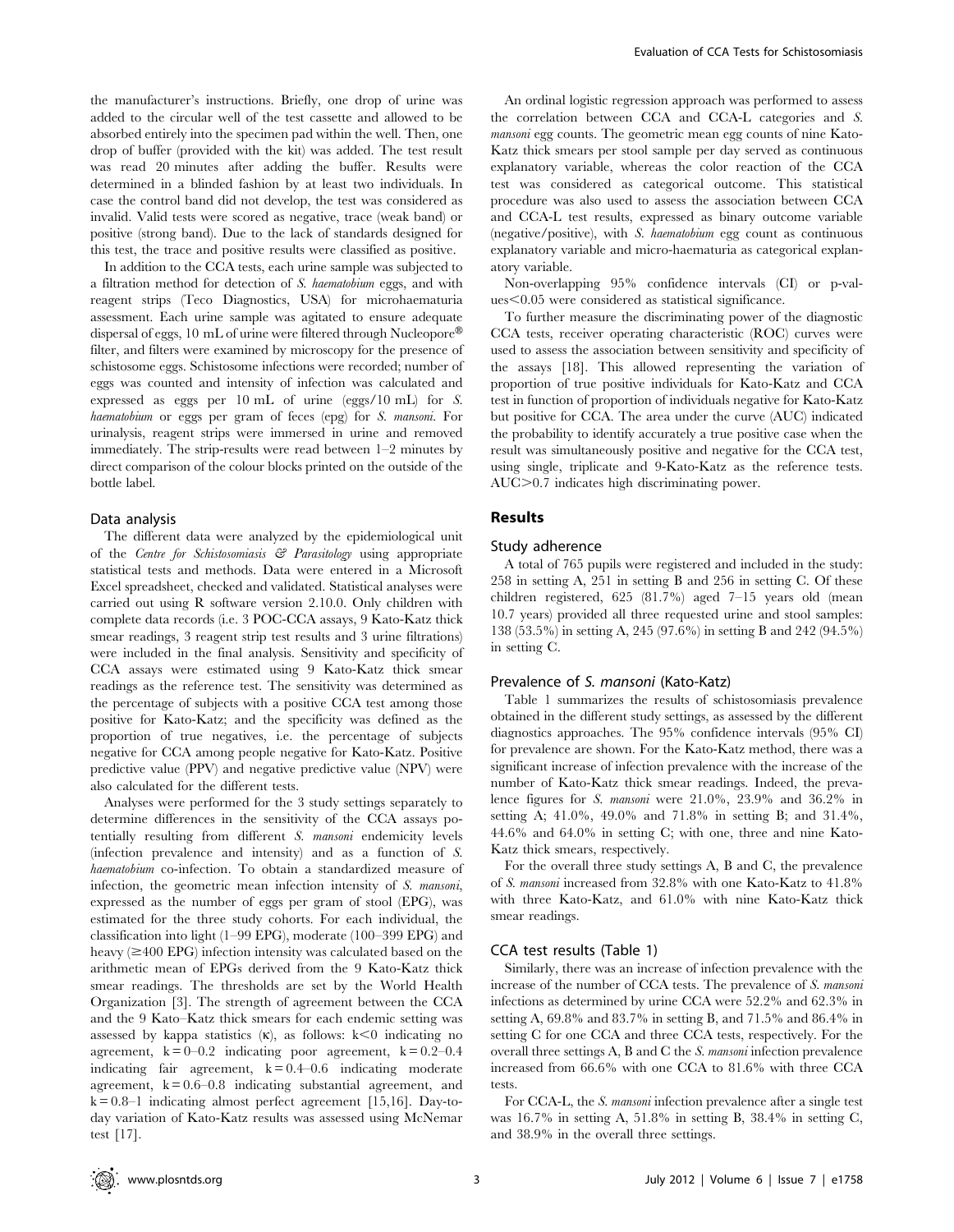the manufacturer's instructions. Briefly, one drop of urine was added to the circular well of the test cassette and allowed to be absorbed entirely into the specimen pad within the well. Then, one drop of buffer (provided with the kit) was added. The test result was read 20 minutes after adding the buffer. Results were determined in a blinded fashion by at least two individuals. In case the control band did not develop, the test was considered as invalid. Valid tests were scored as negative, trace (weak band) or positive (strong band). Due to the lack of standards designed for this test, the trace and positive results were classified as positive.

In addition to the CCA tests, each urine sample was subjected to a filtration method for detection of *S. haematobium* eggs, and with reagent strips (Teco Diagnostics, USA) for microhaematuria assessment. Each urine sample was agitated to ensure adequate dispersal of eggs, 10 mL of urine were filtered through Nucleopore® filter, and filters were examined by microscopy for the presence of schistosome eggs. Schistosome infections were recorded; number of eggs was counted and intensity of infection was calculated and expressed as eggs per 10 mL of urine (eggs/10 mL) for *S. haematobium* or eggs per gram of feces (epg) for *S. mansoni*. For urinalysis, reagent strips were immersed in urine and removed immediately. The strip-results were read between 1–2 minutes by direct comparison of the colour blocks printed on the outside of the bottle label.

### Data analysis

The different data were analyzed by the epidemiological unit of the *Centre for Schistosomiasis & Parasitology* using appropriate statistical tests and methods. Data were entered in a Microsoft Excel spreadsheet, checked and validated. Statistical analyses were carried out using R software version 2.10.0. Only children with complete data records (i.e. 3 POC-CCA assays, 9 Kato-Katz thick smear readings, 3 reagent strip test results and 3 urine filtrations) were included in the final analysis. Sensitivity and specificity of CCA assays were estimated using 9 Kato-Katz thick smear readings as the reference test. The sensitivity was determined as the percentage of subjects with a positive CCA test among those positive for Kato-Katz; and the specificity was defined as the proportion of true negatives, i.e. the percentage of subjects negative for CCA among people negative for Kato-Katz. Positive predictive value (PPV) and negative predictive value (NPV) were also calculated for the different tests.

Analyses were performed for the 3 study settings separately to determine differences in the sensitivity of the CCA assays potentially resulting from different *S. mansoni* endemicity levels (infection prevalence and intensity) and as a function of *S. haematobium* co-infection. To obtain a standardized measure of infection, the geometric mean infection intensity of *S. mansoni*, expressed as the number of eggs per gram of stool (EPG), was estimated for the three study cohorts. For each individual, the classification into light (1–99 EPG), moderate (100–399 EPG) and heavy (≥400 EPG) infection intensity was calculated based on the arithmetic mean of EPGs derived from the 9 Kato-Katz thick smear readings. The thresholds are set by the World Health Organization [3]. The strength of agreement between the CCA and the 9 Kato–Katz thick smears for each endemic setting was assessed by kappa statistics ($\kappa$), as follows: $k<0$ indicating no agreement, $k = 0$–$0.2$ indicating poor agreement, $k = 0.2$–$0.4$ indicating fair agreement, $k = 0.4$–$0.6$ indicating moderate agreement, $k = 0.6$–$0.8$ indicating substantial agreement, and $k = 0.8$–$1$ indicating almost perfect agreement [15,16]. Day-to-day variation of Kato-Katz results was assessed using McNemar test [17].

An ordinal logistic regression approach was performed to assess the correlation between CCA and CCA-L categories and *S. mansoni* egg counts. The geometric mean egg counts of nine Kato-Katz thick smears per stool sample per day served as continuous explanatory variable, whereas the color reaction of the CCA test was considered as categorical outcome. This statistical procedure was also used to assess the association between CCA and CCA-L test results, expressed as binary outcome variable (negative/positive), with *S. haematobium* egg count as continuous explanatory variable and micro-haematuria as categorical explanatory variable.

Non-overlapping 95% confidence intervals (CI) or p-values$<0.05$ were considered as statistical significance.

To further measure the discriminating power of the diagnostic CCA tests, receiver operating characteristic (ROC) curves were used to assess the association between sensitivity and specificity of the assays [18]. This allowed representing the variation of proportion of true positive individuals for Kato-Katz and CCA test in function of proportion of individuals negative for Kato-Katz but positive for CCA. The area under the curve (AUC) indicated the probability to identify accurately a true positive case when the result was simultaneously positive and negative for the CCA test, using single, triplicate and 9-Kato-Katz as the reference tests. AUC$>0.7$ indicates high discriminating power.

## Results

### Study adherence

A total of 765 pupils were registered and included in the study: 258 in setting A, 251 in setting B and 256 in setting C. Of these children registered, 625 (81.7%) aged 7–15 years old (mean 10.7 years) provided all three requested urine and stool samples: 138 (53.5%) in setting A, 245 (97.6%) in setting B and 242 (94.5%) in setting C.

### Prevalence of *S. mansoni* (Kato-Katz)

Table 1 summarizes the results of schistosomiasis prevalence obtained in the different study settings, as assessed by the different diagnostics approaches. The 95% confidence intervals (95% CI) for prevalence are shown. For the Kato-Katz method, there was a significant increase of infection prevalence with the increase of the number of Kato-Katz thick smear readings. Indeed, the prevalence figures for *S. mansoni* were 21.0%, 23.9% and 36.2% in setting A; 41.0%, 49.0% and 71.8% in setting B; and 31.4%, 44.6% and 64.0% in setting C; with one, three and nine Kato-Katz thick smears, respectively.

For the overall three study settings A, B and C, the prevalence of *S. mansoni* increased from 32.8% with one Kato-Katz to 41.8% with three Kato-Katz, and 61.0% with nine Kato-Katz thick smear readings.

### CCA test results (Table 1)

Similarly, there was an increase of infection prevalence with the increase of the number of CCA tests. The prevalence of *S. mansoni* infections as determined by urine CCA were 52.2% and 62.3% in setting A, 69.8% and 83.7% in setting B, and 71.5% and 86.4% in setting C for one CCA and three CCA tests, respectively. For the overall three settings A, B and C the *S. mansoni* infection prevalence increased from 66.6% with one CCA to 81.6% with three CCA tests.

For CCA-L, the *S. mansoni* infection prevalence after a single test was 16.7% in setting A, 51.8% in setting B, 38.4% in setting C, and 38.9% in the overall three settings.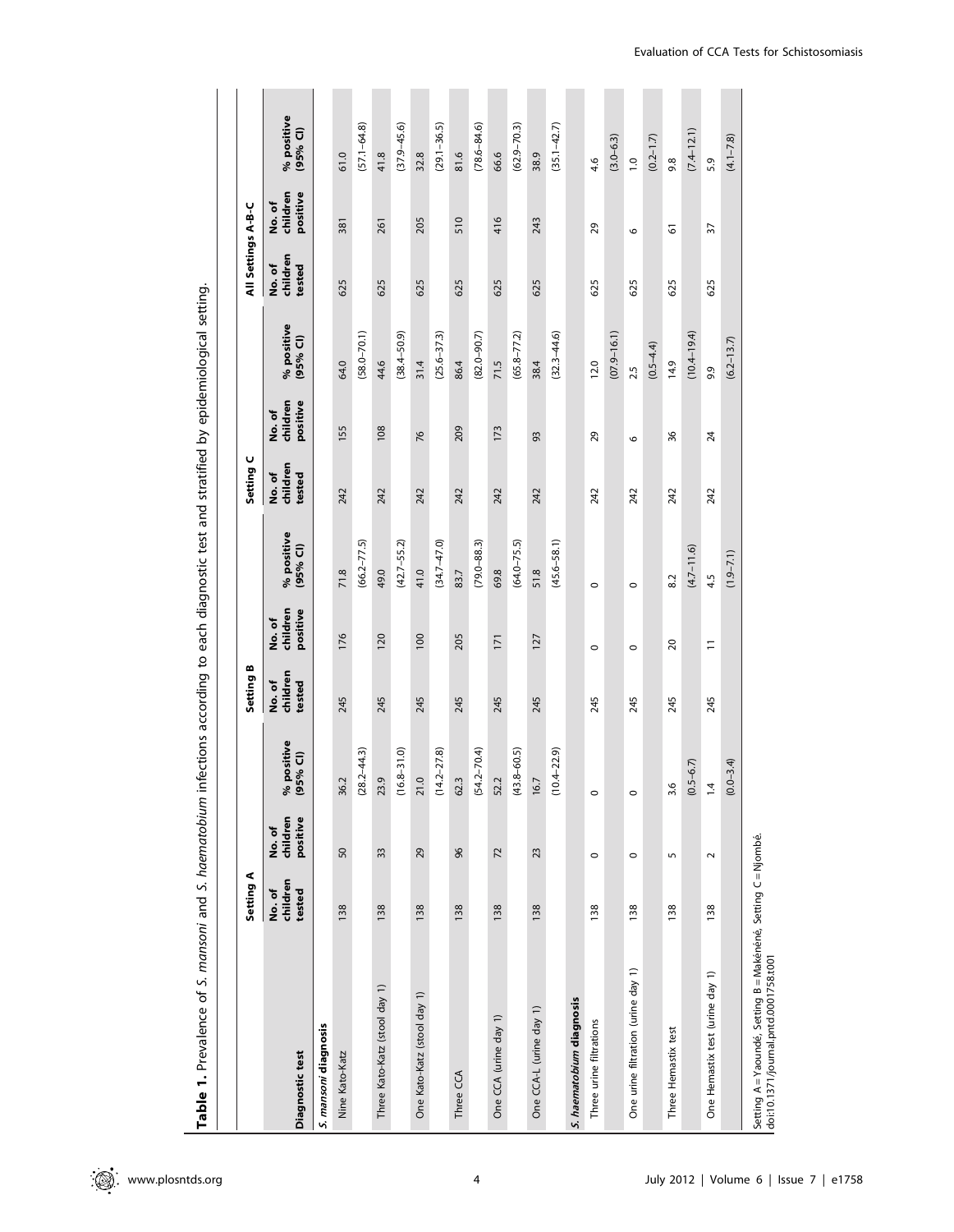**Table 1.** Prevalence of *S. mansoni* and *S. haematobium* infections according to each diagnostic test and stratified by epidemiological setting.

| Diagnostic test | Setting A | | | Setting B | | | Setting C | | | All Settings A-B-C | | |
|---|---|---|---|---|---|---|---|---|---|---|---|---|
| | No. of children tested | No. of children positive | % positive (95% CI) | No. of children tested | No. of children positive | % positive (95% CI) | No. of children tested | No. of children positive | % positive (95% CI) | No. of children tested | No. of children positive | % positive (95% CI) |
| ***S. mansoni* diagnosis** | | | | | | | | | | | | |
| Nine Kato-Katz | 138 | 50 | 36.2 (28.2–44.3) | 245 | 176 | 71.8 (66.2–77.5) | 242 | 155 | 64.0 (58.0–70.1) | 625 | 381 | 61.0 (57.1–64.8) |
| Three Kato-Katz (stool day 1) | 138 | 33 | 23.9 (16.8–31.0) | 245 | 120 | 49.0 (42.7–55.2) | 242 | 108 | 44.6 (38.4–50.9) | 625 | 261 | 41.8 (37.9–45.6) |
| One Kato-Katz (stool day 1) | 138 | 29 | 21.0 (14.2–27.8) | 245 | 100 | 41.0 (34.7–47.0) | 242 | 76 | 31.4 (25.6–37.3) | 625 | 205 | 32.8 (29.1–36.5) |
| Three CCA | 138 | 96 | 62.3 (54.2–70.4) | 245 | 205 | 83.7 (79.0–88.3) | 242 | 209 | 86.4 (82.0–90.7) | 625 | 510 | 81.6 (78.6–84.6) |
| One CCA (urine day 1) | 138 | 72 | 52.2 (43.8–60.5) | 245 | 171 | 69.8 (64.0–75.5) | 242 | 173 | 71.5 (65.8–77.2) | 625 | 416 | 66.6 (62.9–70.3) |
| One CCA-L (urine day 1) | 138 | 23 | 16.7 (10.4–22.9) | 245 | 127 | 51.8 (45.6–58.1) | 242 | 93 | 38.4 (32.3–44.6) | 625 | 243 | 38.9 (35.1–42.7) |
| ***S. haematobium* diagnosis** | | | | | | | | | | | | |
| Three urine filtrations | 138 | 0 | 0 | 245 | 0 | 0 | 242 | 29 | 12.0 (07.9–16.1) | 625 | 29 | 4.6 (3.0–6.3) |
| One urine filtration (urine day 1) | 138 | 0 | 0 | 245 | 0 | 0 | 242 | 6 | 2.5 (0.5–4.4) | 625 | 6 | 1.0 (0.2–1.7) |
| Three Hemastix test | 138 | 5 | 3.6 (0.5–6.7) | 245 | 20 | 8.2 (4.7–11.6) | 242 | 36 | 14.9 (10.4–19.4) | 625 | 61 | 9.8 (7.4–12.1) |
| One Hemastix test (urine day 1) | 138 | 2 | 1.4 (0.0–3.4) | 245 | 11 | 4.5 (1.9–7.1) | 242 | 24 | 9.9 (6.2–13.7) | 625 | 37 | 5.9 (4.1–7.8) |

Setting A = Yaoundé, Setting B = Makénéné, Setting C = Njombé.
doi:10.1371/journal.pntd.0001758.t001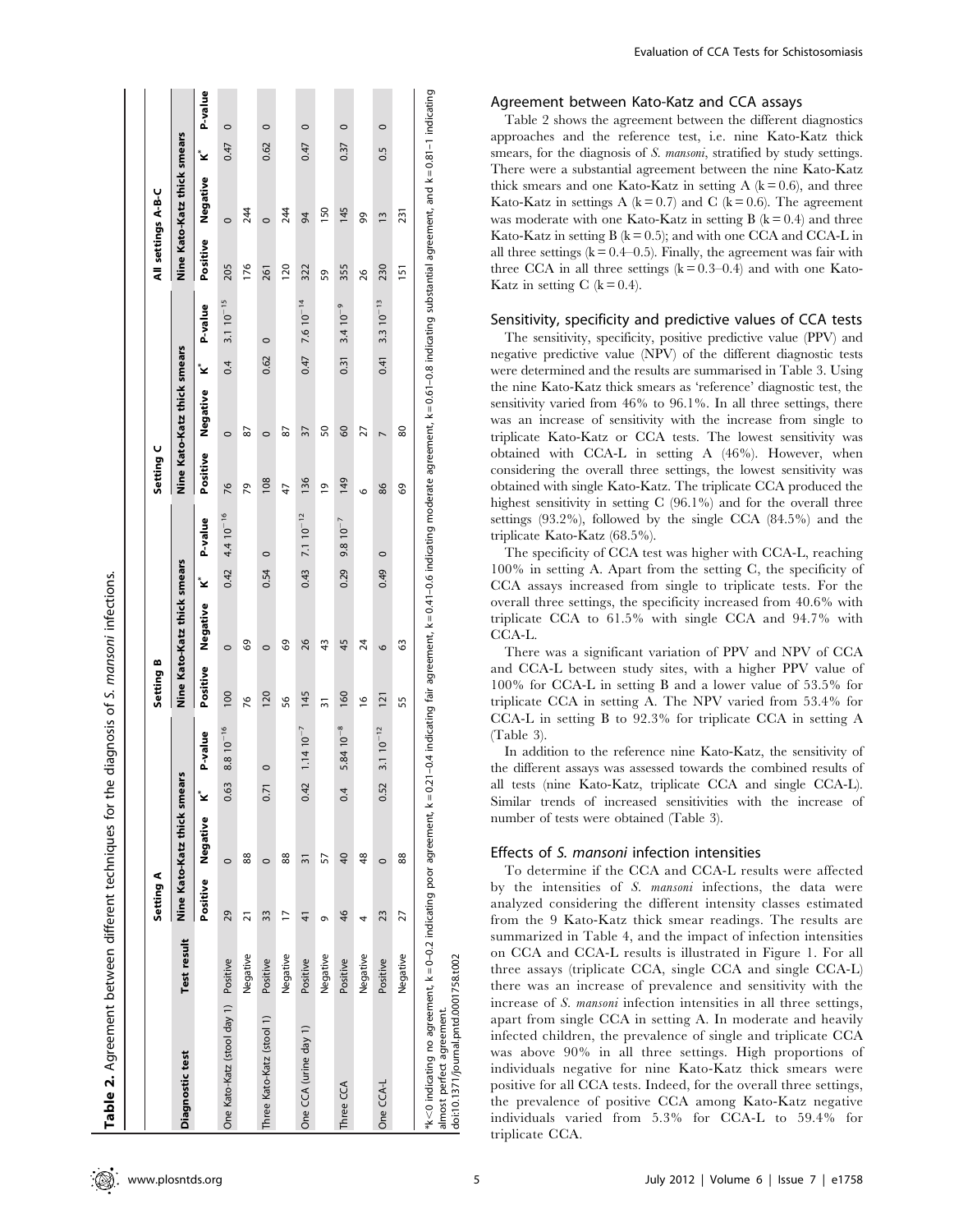**Table 2.** Agreement between different techniques for the diagnosis of *S. mansoni* infections.

| Diagnostic test | Test result | Setting A | | | | Setting B | | | | Setting C | | | | All settings A-B-C | | | |
|---|---|---|---|---|---|---|---|---|---|---|---|---|---|---|---|---|---|
| | | Nine Kato-Katz thick smears | | | | Nine Kato-Katz thick smears | | | | Nine Kato-Katz thick smears | | | | Nine Kato-Katz thick smears | | | |
| | | Positive | Negative | K* | P-value | Positive | Negative | K* | P-value | Positive | Negative | K* | P-value | Positive | Negative | K* | P-value |
| One Kato-Katz (stool day 1) | Positive | 29 | 0 | 0.63 | 8.8 $10^{-16}$ | 100 | 0 | 0.42 | 4.4 $10^{-16}$ | 76 | 0 | 0.4 | 3.1 $10^{-15}$ | 205 | 0 | 0.47 | 0 |
| | Negative | 21 | 88 | | | 76 | 69 | | | 79 | 87 | | | 176 | 244 | | |
| Three Kato-Katz (stool 1) | Positive | 33 | 0 | 0.71 | 0 | 120 | 0 | 0.54 | 0 | 108 | 0 | 0.62 | 0 | 261 | 0 | 0.62 | 0 |
| | Negative | 17 | 88 | | | 56 | 69 | | | 47 | 87 | | | 120 | 244 | | |
| One CCA (urine day 1) | Positive | 41 | 31 | 0.42 | 1.14 $10^{-7}$ | 145 | 26 | 0.43 | 7.1 $10^{-12}$ | 136 | 37 | 0.47 | 7.6 $10^{-14}$ | 322 | 94 | 0.47 | 0 |
| | Negative | 9 | 57 | | | 31 | 43 | | | 19 | 50 | | | 59 | 150 | | |
| Three CCA | Positive | 46 | 40 | 0.4 | 5.84 $10^{-8}$ | 160 | 45 | 0.29 | 9.8 $10^{-7}$ | 149 | 60 | 0.31 | 3.4 $10^{-9}$ | 355 | 145 | 0.37 | 0 |
| | Negative | 4 | 48 | | | 16 | 24 | | | 6 | 27 | | | 26 | 99 | | |
| One CCA-L | Positive | 23 | 0 | 0.52 | 3.1 $10^{-12}$ | 121 | 6 | 0.49 | 0 | 86 | 7 | 0.41 | 3.3 $10^{-13}$ | 230 | 13 | 0.5 | 0 |
| | Negative | 27 | 88 | | | 55 | 63 | | | 69 | 80 | | | 151 | 231 | | |

*k<0 indicating no agreement, k = 0–0.2 indicating poor agreement, k = 0.21–0.4 indicating fair agreement, k = 0.41–0.6 indicating moderate agreement, k = 0.61–0.8 indicating substantial agreement, and k = 0.81–1 indicating almost perfect agreement.
doi:10.1371/journal.pntd.0001758.t002

### Agreement between Kato-Katz and CCA assays

Table 2 shows the agreement between the different diagnostics approaches and the reference test, i.e. nine Kato-Katz thick smears, for the diagnosis of *S. mansoni*, stratified by study settings. There were a substantial agreement between the nine Kato-Katz thick smears and one Kato-Katz in setting A (k = 0.6), and three Kato-Katz in settings A (k = 0.7) and C (k = 0.6). The agreement was moderate with one Kato-Katz in setting B (k = 0.4) and three Kato-Katz in setting B (k = 0.5); and with one CCA and CCA-L in all three settings (k = 0.4–0.5). Finally, the agreement was fair with three CCA in all three settings (k = 0.3–0.4) and with one Kato-Katz in setting C (k = 0.4).

### Sensitivity, specificity and predictive values of CCA tests

The sensitivity, specificity, positive predictive value (PPV) and negative predictive value (NPV) of the different diagnostic tests were determined and the results are summarised in Table 3. Using the nine Kato-Katz thick smears as 'reference' diagnostic test, the sensitivity varied from 46% to 96.1%. In all three settings, there was an increase of sensitivity with the increase from single to triplicate Kato-Katz or CCA tests. The lowest sensitivity was obtained with CCA-L in setting A (46%). However, when considering the overall three settings, the lowest sensitivity was obtained with single Kato-Katz. The triplicate CCA produced the highest sensitivity in setting C (96.1%) and for the overall three settings (93.2%), followed by the single CCA (84.5%) and the triplicate Kato-Katz (68.5%).

The specificity of CCA test was higher with CCA-L, reaching 100% in setting A. Apart from the setting C, the specificity of CCA assays increased from single to triplicate tests. For the overall three settings, the specificity increased from 40.6% with triplicate CCA to 61.5% with single CCA and 94.7% with CCA-L.

There was a significant variation of PPV and NPV of CCA and CCA-L between study sites, with a higher PPV value of 100% for CCA-L in setting B and a lower value of 53.5% for triplicate CCA in setting A. The NPV varied from 53.4% for CCA-L in setting B to 92.3% for triplicate CCA in setting A (Table 3).

In addition to the reference nine Kato-Katz, the sensitivity of the different assays was assessed towards the combined results of all tests (nine Kato-Katz, triplicate CCA and single CCA-L). Similar trends of increased sensitivities with the increase of number of tests were obtained (Table 3).

### Effects of *S. mansoni* infection intensities

To determine if the CCA and CCA-L results were affected by the intensities of *S. mansoni* infections, the data were analyzed considering the different intensity classes estimated from the 9 Kato-Katz thick smear readings. The results are summarized in Table 4, and the impact of infection intensities on CCA and CCA-L results is illustrated in Figure 1. For all three assays (triplicate CCA, single CCA and single CCA-L) there was an increase of prevalence and sensitivity with the increase of *S. mansoni* infection intensities in all three settings, apart from single CCA in setting A. In moderate and heavily infected children, the prevalence of single and triplicate CCA was above 90% in all three settings. High proportions of individuals negative for nine Kato-Katz thick smears were positive for all CCA tests. Indeed, for the overall three settings, the prevalence of positive CCA among Kato-Katz negative individuals varied from 5.3% for CCA-L to 59.4% for triplicate CCA.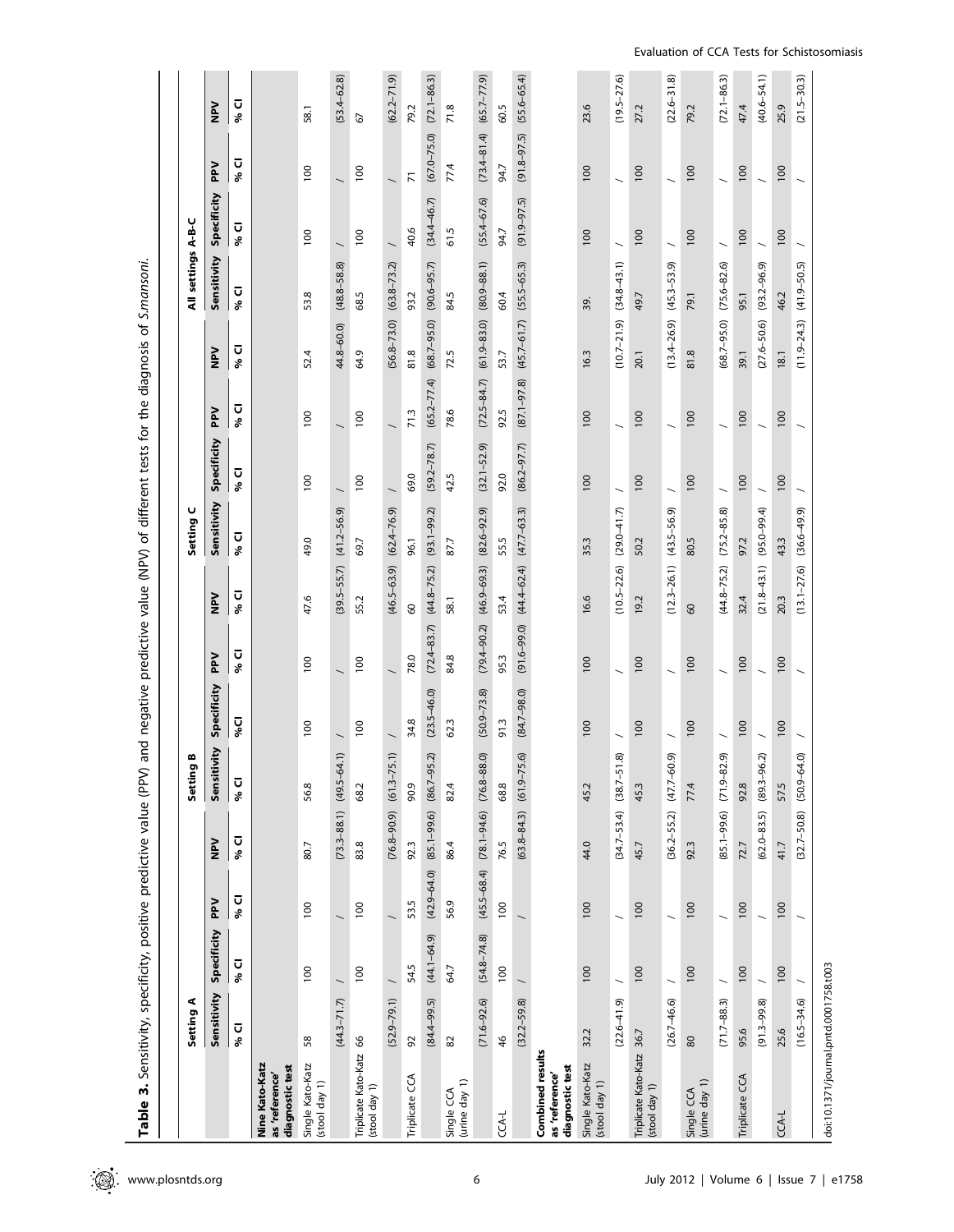**Table 3.** Sensitivity, specificity, positive predictive value (PPV) and negative predictive value (NPV) of different tests for the diagnosis of *S.mansoni*.

| | Setting A | | | | Setting B | | | | Setting C | | | | All settings A-B-C | | | |
|---|---|---|---|---|---|---|---|---|---|---|---|---|---|---|---|---|
| | Sensitivity | Specificity | PPV | NPV | Sensitivity | Specificity | PPV | NPV | Sensitivity | Specificity | PPV | NPV | Sensitivity | Specificity | PPV | NPV |
| | % CI | % CI | % CI | % CI | % CI | %CI | % CI | % CI | % CI | % CI | % CI | % CI | % CI | % CI | % CI | % CI |
| **Nine Kato-Katz as 'reference' diagnostic test** | | | | | | | | | | | | | | | | |
| Single Kato-Katz (stool day 1) | 58 | 100 | 100 | 80.7 | 56.8 | 100 | 100 | 47.6 | 49.0 | 100 | 100 | 52.4 | 53.8 | 100 | 100 | 58.1 |
| | (44.3–71.7) | / | / | (73.3–88.1) | (49.5–64.1) | / | / | (39.5–55.7) | (41.2–56.9) | / | / | 44.8–60.0) | (48.8–58.8) | / | / | (53.4–62.8) |
| Triplicate Kato-Katz (stool day 1) | 66 | 100 | 100 | 83.8 | 68.2 | 100 | 100 | 55.2 | 69.7 | 100 | 100 | 64.9 | 68.5 | 100 | 100 | 67 |
| | (52.9–79.1) | / | / | (76.8–90.9) | (61.3–75.1) | / | / | (46.5–63.9) | (62.4–76.9) | / | / | (56.8–73.0) | (63.8–73.2) | / | / | (62.2–71.9) |
| Triplicate CCA | 92 | 54.5 | 53.5 | 92.3 | 90.9 | 34.8 | 78.0 | 60 | 96.1 | 69.0 | 71.3 | 81.8 | 93.2 | 40.6 | 71 | 79.2 |
| | (84.4–99.5) | (44.1–64.9) | (42.9–64.0) | (85.1–99.6) | (86.7–95.2) | (23.5–46.0) | (72.4–83.7) | (44.8–75.2) | (93.1–99.2) | (59.2–78.7) | (65.2–77.4) | (68.7–95.0) | (90.6–95.7) | (34.4–46.7) | (67.0–75.0) | (72.1–86.3) |
| Single CCA (urine day 1) | 82 | 64.7 | 56.9 | 86.4 | 82.4 | 62.3 | 84.8 | 58.1 | 87.7 | 42.5 | 78.6 | 72.5 | 84.5 | 61.5 | 77.4 | 71.8 |
| | (71.6–92.6) | (54.8–74.8) | (45.5–68.4) | (78.1–94.6) | (76.8–88.0) | (50.9–73.8) | (79.4–90.2) | (46.9–69.3) | (82.6–92.9) | (32.1–52.9) | (72.5–84.7) | (61.9–83.0) | (80.9–88.1) | (55.4–67.6) | (73.4–81.4) | (65.7–77.9) |
| CCA-L | 46 | 100 | 100 | 76.5 | 68.8 | 91.3 | 95.3 | 53.4 | 55.5 | 92.0 | 92.5 | 53.7 | 60.4 | 94.7 | 94.7 | 60.5 |
| | (32.2–59.8) | / | / | (63.8–84.3) | (61.9–75.6) | (84.7–98.0) | (91.6–99.0) | (44.4–62.4) | (47.7–63.3) | (86.2–97.7) | (87.1–97.8) | (45.7–61.7) | (55.5–65.3) | (91.9–97.5) | (91.8–97.5) | (55.6–65.4) |
| **Combined results as 'reference' diagnostic test** | | | | | | | | | | | | | | | | |
| Single Kato-Katz (stool day 1) | 32.2 | 100 | 100 | 44.0 | 45.2 | 100 | 100 | 16.6 | 35.3 | 100 | 100 | 16.3 | 39. | 100 | 100 | 23.6 |
| | (22.6–41.9) | / | / | (34.7–53.4) | (38.7–51.8) | / | / | (10.5–22.6) | (29.0–41.7) | / | / | (10.7–21.9) | (34.8–43.1) | / | / | (19.5–27.6) |
| Triplicate Kato-Katz (stool day 1) | 36.7 | 100 | 100 | 45.7 | 45.3 | 100 | 100 | 19.2 | 50.2 | 100 | 100 | 20.1 | 49.7 | 100 | 100 | 27.2 |
| | (26.7–46.6) | / | / | (36.2–55.2) | (47.7–60.9) | / | / | (12.3–26.1) | (43.5–56.9) | / | / | (13.4–26.9) | (45.3–53.9) | / | / | (22.6–31.8) |
| Single CCA (urine day 1) | 80 | 100 | 100 | 92.3 | 77.4 | 100 | 100 | 60 | 80.5 | 100 | 100 | 81.8 | 79.1 | 100 | 100 | 79.2 |
| | (71.7–88.3) | / | / | (85.1–99.6) | (71.9–82.9) | / | / | (44.8–75.2) | (75.2–85.8) | / | / | (68.7–95.0) | (75.6–82.6) | / | / | (72.1–86.3) |
| Triplicate CCA | 95.6 | 100 | 100 | 72.7 | 92.8 | 100 | 100 | 32.4 | 97.2 | 100 | 100 | 39.1 | 95.1 | 100 | 100 | 47.4 |
| | (91.3–99.8) | / | / | (62.0–83.5) | (89.3–96.2) | / | / | (21.8–43.1) | (95.0–99.4) | / | / | (27.6–50.6) | (93.2–96.9) | / | / | (40.6–54.1) |
| CCA-L | 25.6 | 100 | 100 | 41.7 | 57.5 | 100 | 100 | 20.3 | 43.3 | 100 | 100 | 18.1 | 46.2 | 100 | 100 | 25.9 |
| | (16.5–34.6) | / | / | (32.7–50.8) | (50.9–64.0) | / | / | (13.1–27.6) | (36.6–49.9) | / | / | (11.9–24.3) | (41.9–50.5) | / | / | (21.5–30.3) |

doi:10.1371/journal.pntd.0001758.t003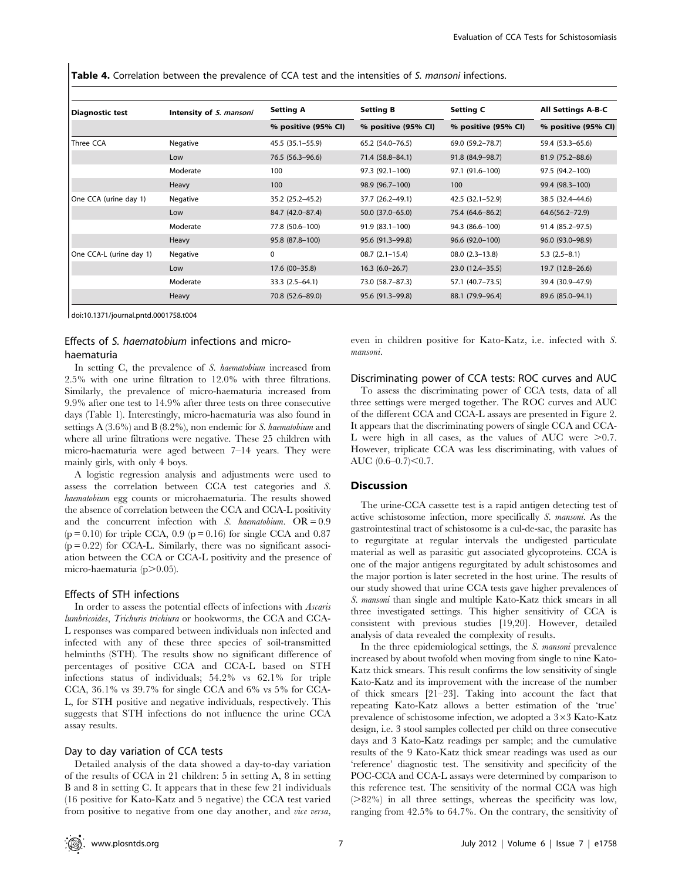**Table 4.** Correlation between the prevalence of CCA test and the intensities of *S. mansoni* infections.

| Diagnostic test | Intensity of *S. mansoni* | Setting A | Setting B | Setting C | All Settings A-B-C |
|---|---|---|---|---|---|
| | | % positive (95% CI) | % positive (95% CI) | % positive (95% CI) | % positive (95% CI) |
| Three CCA | Negative | 45.5 (35.1–55.9) | 65.2 (54.0–76.5) | 69.0 (59.2–78.7) | 59.4 (53.3–65.6) |
| | Low | 76.5 (56.3–96.6) | 71.4 (58.8–84.1) | 91.8 (84.9–98.7) | 81.9 (75.2–88.6) |
| | Moderate | 100 | 97.3 (92.1–100) | 97.1 (91.6–100) | 97.5 (94.2–100) |
| | Heavy | 100 | 98.9 (96.7–100) | 100 | 99.4 (98.3–100) |
| One CCA (urine day 1) | Negative | 35.2 (25.2–45.2) | 37.7 (26.2–49.1) | 42.5 (32.1–52.9) | 38.5 (32.4–44.6) |
| | Low | 84.7 (42.0–87.4) | 50.0 (37.0–65.0) | 75.4 (64.6–86.2) | 64.6(56.2–72.9) |
| | Moderate | 77.8 (50.6–100) | 91.9 (83.1–100) | 94.3 (86.6–100) | 91.4 (85.2–97.5) |
| | Heavy | 95.8 (87.8–100) | 95.6 (91.3–99.8) | 96.6 (92.0–100) | 96.0 (93.0–98.9) |
| One CCA-L (urine day 1) | Negative | 0 | 08.7 (2.1–15.4) | 08.0 (2.3–13.8) | 5.3 (2.5–8.1) |
| | Low | 17.6 (00–35.8) | 16.3 (6.0–26.7) | 23.0 (12.4–35.5) | 19.7 (12.8–26.6) |
| | Moderate | 33.3 (2.5–64.1) | 73.0 (58.7–87.3) | 57.1 (40.7–73.5) | 39.4 (30.9–47.9) |
| | Heavy | 70.8 (52.6–89.0) | 95.6 (91.3–99.8) | 88.1 (79.9–96.4) | 89.6 (85.0–94.1) |

doi:10.1371/journal.pntd.0001758.t004

### Effects of *S. haematobium* infections and micro-haematuria

In setting C, the prevalence of *S. haematobium* increased from 2.5% with one urine filtration to 12.0% with three filtrations. Similarly, the prevalence of micro-haematuria increased from 9.9% after one test to 14.9% after three tests on three consecutive days (Table 1). Interestingly, micro-haematuria was also found in settings A (3.6%) and B (8.2%), non endemic for *S. haematobium* and where all urine filtrations were negative. These 25 children with micro-haematuria were aged between 7–14 years. They were mainly girls, with only 4 boys.

A logistic regression analysis and adjustments were used to assess the correlation between CCA test categories and *S. haematobium* egg counts or microhaematuria. The results showed the absence of correlation between the CCA and CCA-L positivity and the concurrent infection with *S. haematobium*. OR = 0.9 ($p = 0.10$) for triple CCA, 0.9 ($p = 0.16$) for single CCA and 0.87 ($p = 0.22$) for CCA-L. Similarly, there was no significant association between the CCA or CCA-L positivity and the presence of micro-haematuria ($p > 0.05$).

### Effects of STH infections

In order to assess the potential effects of infections with *Ascaris lumbricoides*, *Trichuris trichiura* or hookworms, the CCA and CCA-L responses was compared between individuals non infected and infected with any of these three species of soil-transmitted helminths (STH). The results show no significant difference of percentages of positive CCA and CCA-L based on STH infections status of individuals; 54.2% vs 62.1% for triple CCA, 36.1% vs 39.7% for single CCA and 6% vs 5% for CCA-L, for STH positive and negative individuals, respectively. This suggests that STH infections do not influence the urine CCA assay results.

### Day to day variation of CCA tests

Detailed analysis of the data showed a day-to-day variation of the results of CCA in 21 children: 5 in setting A, 8 in setting B and 8 in setting C. It appears that in these few 21 individuals (16 positive for Kato-Katz and 5 negative) the CCA test varied from positive to negative from one day another, and *vice versa*, even in children positive for Kato-Katz, i.e. infected with *S. mansoni*.

### Discriminating power of CCA tests: ROC curves and AUC

To assess the discriminating power of CCA tests, data of all three settings were merged together. The ROC curves and AUC of the different CCA and CCA-L assays are presented in Figure 2. It appears that the discriminating powers of single CCA and CCA-L were high in all cases, as the values of AUC were >0.7. However, triplicate CCA was less discriminating, with values of AUC (0.6–0.7)<0.7.

## Discussion

The urine-CCA cassette test is a rapid antigen detecting test of active schistosome infection, more specifically *S. mansoni*. As the gastrointestinal tract of schistosome is a cul-de-sac, the parasite has to regurgitate at regular intervals the undigested particulate material as well as parasitic gut associated glycoproteins. CCA is one of the major antigens regurgitated by adult schistosomes and the major portion is later secreted in the host urine. The results of our study showed that urine CCA tests gave higher prevalences of *S. mansoni* than single and multiple Kato-Katz thick smears in all three investigated settings. This higher sensitivity of CCA is consistent with previous studies [19,20]. However, detailed analysis of data revealed the complexity of results.

In the three epidemiological settings, the *S. mansoni* prevalence increased by about twofold when moving from single to nine Kato-Katz thick smears. This result confirms the low sensitivity of single Kato-Katz and its improvement with the increase of the number of thick smears [21–23]. Taking into account the fact that repeating Kato-Katz allows a better estimation of the 'true' prevalence of schistosome infection, we adopted a 3×3 Kato-Katz design, i.e. 3 stool samples collected per child on three consecutive days and 3 Kato-Katz readings per sample; and the cumulative results of the 9 Kato-Katz thick smear readings was used as our 'reference' diagnostic test. The sensitivity and specificity of the POC-CCA and CCA-L assays were determined by comparison to this reference test. The sensitivity of the normal CCA was high (>82%) in all three settings, whereas the specificity was low, ranging from 42.5% to 64.7%. On the contrary, the sensitivity of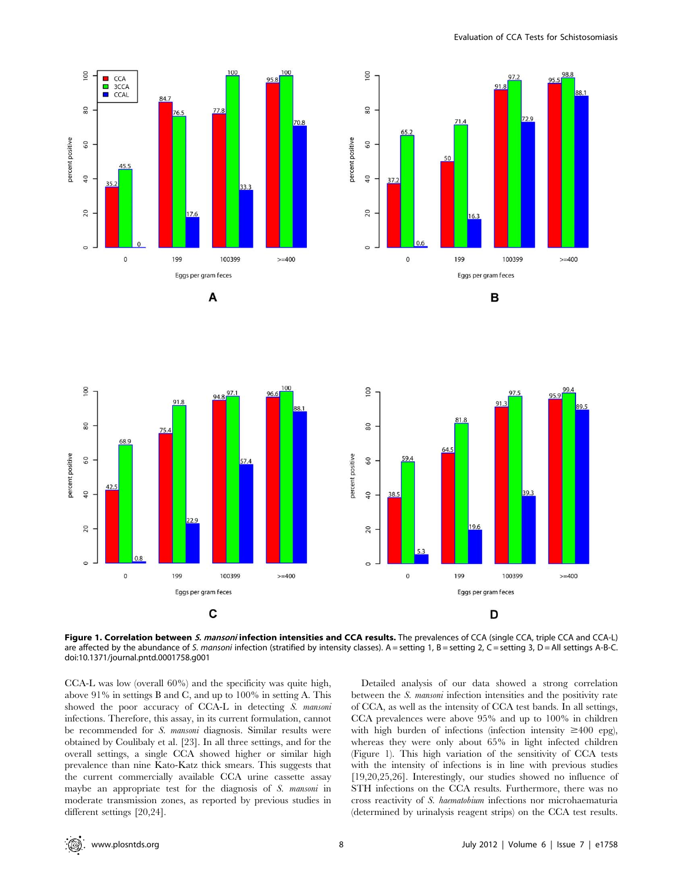CCA
3CCA
CCAL

A

percent positive

0 20 40 60 80 100

35.2 45.5 0
84.7 76.5 17.6
77.8 100 33.3
95.8 100 70.8

0 199 100399 >=400

Eggs per gram feces

B

percent positive

37.2 65.2 0.6
50 71.4 16.3
91.8 97.2 72.9
95.5 98.8 88.1

0 199 100399 >=400

Eggs per gram feces

C

percent positive

42.5 68.9 0.8
75.4 91.8 22.9
94.8 97.1 57.4
96.6 100 88.1

0 199 100399 >=400

Eggs per gram feces

D

percent positive

38.5 59.4 5.3
64.5 81.8 19.6
91.3 97.5 39.3
95.9 99.4 89.5

0 199 100399 >=400

Eggs per gram feces

**Figure 1. Correlation between *S. mansoni* infection intensities and CCA results.** The prevalences of CCA (single CCA, triple CCA and CCA-L) are affected by the abundance of *S. mansoni* infection (stratified by intensity classes). A = setting 1, B = setting 2, C = setting 3, D = All settings A-B-C. doi:10.1371/journal.pntd.0001758.g001

CCA-L was low (overall 60%) and the specificity was quite high, above 91% in settings B and C, and up to 100% in setting A. This showed the poor accuracy of CCA-L in detecting *S. mansoni* infections. Therefore, this assay, in its current formulation, cannot be recommended for *S. mansoni* diagnosis. Similar results were obtained by Coulibaly et al. [23]. In all three settings, and for the overall settings, a single CCA showed higher or similar high prevalence than nine Kato-Katz thick smears. This suggests that the current commercially available CCA urine cassette assay maybe an appropriate test for the diagnosis of *S. mansoni* in moderate transmission zones, as reported by previous studies in different settings [20,24].

Detailed analysis of our data showed a strong correlation between the *S. mansoni* infection intensities and the positivity rate of CCA, as well as the intensity of CCA test bands. In all settings, CCA prevalences were above 95% and up to 100% in children with high burden of infections (infection intensity ≥400 epg), whereas they were only about 65% in light infected children (Figure 1). This high variation of the sensitivity of CCA tests with the intensity of infections is in line with previous studies [19,20,25,26]. Interestingly, our studies showed no influence of STH infections on the CCA results. Furthermore, there was no cross reactivity of *S. haematobium* infections nor microhaematuria (determined by urinalysis reagent strips) on the CCA test results.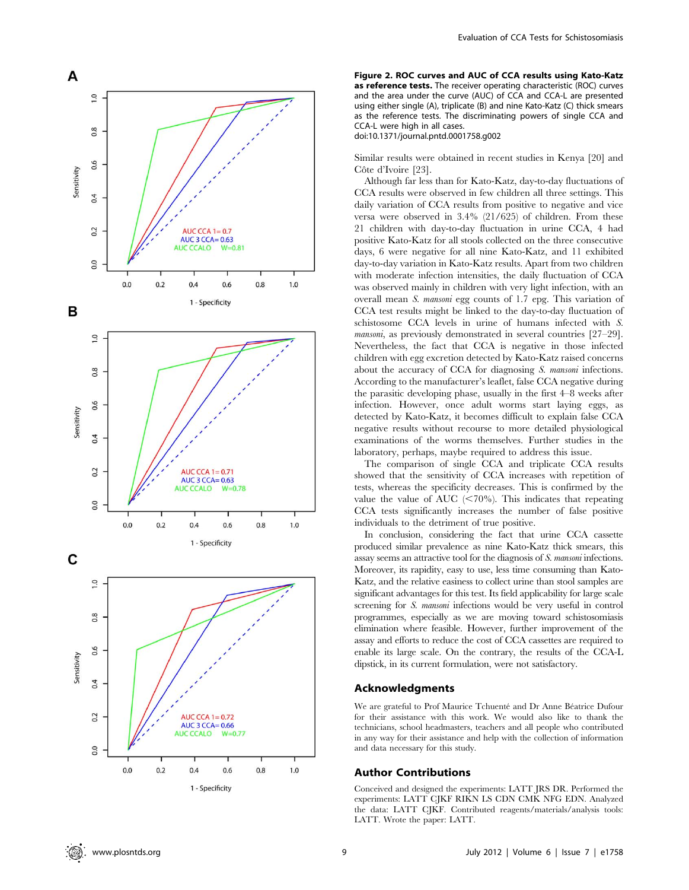A

1.0
0.8
0.6
0.4
0.2
0.0

Sensitivity

AUC CCA 1= 0.7
AUC 3 CCA= 0.63
AUC CCALO W=0.81

0.0 0.2 0.4 0.6 0.8 1.0

1 - Specificity

B

1.0
0.8
0.6
0.4
0.2
0.0

Sensitivity

AUC CCA 1= 0.71
AUC 3 CCA= 0.63
AUC CCALO W=0.78

0.0 0.2 0.4 0.6 0.8 1.0

1 - Specificity

C

1.0
0.8
0.6
0.4
0.2
0.0

Sensitivity

AUC CCA 1= 0.72
AUC 3 CCA= 0.66
AUC CCALO W=0.77

0.0 0.2 0.4 0.6 0.8 1.0

1 - Specificity

**Figure 2. ROC curves and AUC of CCA results using Kato-Katz as reference tests.** The receiver operating characteristic (ROC) curves and the area under the curve (AUC) of CCA and CCA-L are presented using either single (A), triplicate (B) and nine Kato-Katz (C) thick smears as the reference tests. The discriminating powers of single CCA and CCA-L were high in all cases.
doi:10.1371/journal.pntd.0001758.g002

Similar results were obtained in recent studies in Kenya [20] and Côte d'Ivoire [23].

Although far less than for Kato-Katz, day-to-day fluctuations of CCA results were observed in few children all three settings. This daily variation of CCA results from positive to negative and vice versa were observed in 3.4% (21/625) of children. From these 21 children with day-to-day fluctuation in urine CCA, 4 had positive Kato-Katz for all stools collected on the three consecutive days, 6 were negative for all nine Kato-Katz, and 11 exhibited day-to-day variation in Kato-Katz results. Apart from two children with moderate infection intensities, the daily fluctuation of CCA was observed mainly in children with very light infection, with an overall mean *S. mansoni* egg counts of 1.7 epg. This variation of CCA test results might be linked to the day-to-day fluctuation of schistosome CCA levels in urine of humans infected with *S. mansoni*, as previously demonstrated in several countries [27–29]. Nevertheless, the fact that CCA is negative in those infected children with egg excretion detected by Kato-Katz raised concerns about the accuracy of CCA for diagnosing *S. mansoni* infections. According to the manufacturer's leaflet, false CCA negative during the parasitic developing phase, usually in the first 4–8 weeks after infection. However, once adult worms start laying eggs, as detected by Kato-Katz, it becomes difficult to explain false CCA negative results without recourse to more detailed physiological examinations of the worms themselves. Further studies in the laboratory, perhaps, maybe required to address this issue.

The comparison of single CCA and triplicate CCA results showed that the sensitivity of CCA increases with repetition of tests, whereas the specificity decreases. This is confirmed by the value the value of AUC (<70%). This indicates that repeating CCA tests significantly increases the number of false positive individuals to the detriment of true positive.

In conclusion, considering the fact that urine CCA cassette produced similar prevalence as nine Kato-Katz thick smears, this assay seems an attractive tool for the diagnosis of *S. mansoni* infections. Moreover, its rapidity, easy to use, less time consuming than Kato-Katz, and the relative easiness to collect urine than stool samples are significant advantages for this test. Its field applicability for large scale screening for *S. mansoni* infections would be very useful in control programmes, especially as we are moving toward schistosomiasis elimination where feasible. However, further improvement of the assay and efforts to reduce the cost of CCA cassettes are required to enable its large scale. On the contrary, the results of the CCA-L dipstick, in its current formulation, were not satisfactory.

## Acknowledgments

We are grateful to Prof Maurice Tchuenté and Dr Anne Béatrice Dufour for their assistance with this work. We would also like to thank the technicians, school headmasters, teachers and all people who contributed in any way for their assistance and help with the collection of information and data necessary for this study.

## Author Contributions

Conceived and designed the experiments: LATT JRS DR. Performed the experiments: LATT CJKF RIKN LS CDN CMK NFG EDN. Analyzed the data: LATT CJKF. Contributed reagents/materials/analysis tools: LATT. Wrote the paper: LATT.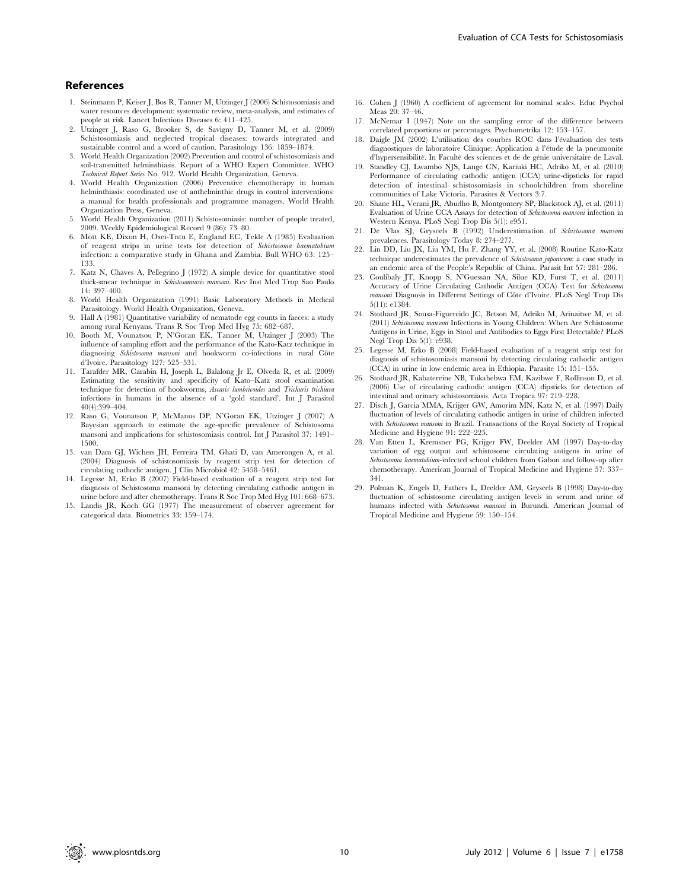## References

1. Steinmann P, Keiser J, Bos R, Tanner M, Utzinger J (2006) Schistosomiasis and water resources development: systematic review, meta-analysis, and estimates of people at risk. Lancet Infectious Diseases 6: 411–425.
2. Utzinger J, Raso G, Brooker S, de Savigny D, Tanner M, et al. (2009) Schistosomiasis and neglected tropical diseases: towards integrated and sustainable control and a word of caution. Parasitology 136: 1859–1874.
3. World Health Organization (2002) Prevention and control of schistosomiasis and soil-transmitted helminthiasis. Report of a WHO Expert Committee. WHO *Technical Report Series* No. 912. World Health Organization, Geneva.
4. World Health Organization (2006) Preventive chemotherapy in human helminthiasis: coordinated use of anthelminthic drugs in control interventions: a manual for health professionals and programme managers. World Health Organization Press, Geneva.
5. World Health Organization (2011) Schistosomiasis: number of people treated, 2009. Weekly Epidemiological Record 9 (86): 73–80.
6. Mott KE, Dixon H, Osei-Tntu E, England EC, Tekle A (1985) Evaluation of reagent strips in urine tests for detection of *Schistosoma haematobium* infection: a comparative study in Ghana and Zambia. Bull WHO 63: 125–133.
7. Katz N, Chaves A, Pellegrino J (1972) A simple device for quantitative stool thick-smear technique in *Schistosomiasis mansoni*. Rev Inst Med Trop Sao Paulo 14: 397–400.
8. World Health Organization (1991) Basic Laboratory Methods in Medical Parasitology. World Health Organization, Geneva.
9. Hall A (1981) Quantitative variability of nematode egg counts in faeces: a study among rural Kenyans. Trans R Soc Trop Med Hyg 75: 682–687.
10. Booth M, Vounatsou P, N'Goran EK, Tanner M, Utzinger J (2003) The influence of sampling effort and the performance of the Kato-Katz technique in diagnosing *Schistosoma mansoni* and hookworm co-infections in rural Côte d'Ivoire. Parasitology 127: 525–531.
11. Tarafder MR, Carabin H, Joseph L, Balalong Jr E, Olveda R, et al. (2009) Estimating the sensitivity and specificity of Kato–Katz stool examination technique for detection of hookworms, *Ascaris lumbricoides* and *Trichuris trichiura* infections in humans in the absence of a 'gold standard'. Int J Parasitol 40(4):399–404.
12. Raso G, Vounatsou P, McManus DP, N'Goran EK, Utzinger J (2007) A Bayesian approach to estimate the age-specific prevalence of Schistosoma mansoni and implications for schistosomiasis control. Int J Parasitol 37: 1491–1500.
13. van Dam GJ, Wichers JH, Ferreira TM, Ghati D, van Amerongen A, et al. (2004) Diagnosis of schistosomiasis by reagent strip test for detection of circulating cathodic antigen. J Clin Microbiol 42: 5458–5461.
14. Legesse M, Erko B (2007) Field-based evaluation of a reagent strip test for diagnosis of Schistosoma mansoni by detecting circulating cathodic antigen in urine before and after chemotherapy. Trans R Soc Trop Med Hyg 101: 668–673.
15. Landis JR, Koch GG (1977) The measurement of observer agreement for categorical data. Biometrics 33: 159–174.
16. Cohen J (1960) A coefficient of agreement for nominal scales. Educ Psychol Meas 20: 37–46.
17. McNemar I (1947) Note on the sampling error of the difference between correlated proportions or percentages. Psychometrika 12: 153–157.
18. Daigle JM (2002) L'utilisation des courbes ROC dans l'évaluation des tests diagnostiques de laboratoire Clinique: Application à l'étude de la pneumonite d'hypersensibilité. In Faculté des sciences et de de génie universitaire de Laval.
19. Standley CJ, Lwambo NJS, Lange CN, Kariuki HC, Adriko M, et al. (2010) Performance of circulating cathodic antigen (CCA) urine-dipsticks for rapid detection of intestinal schistosomiasis in schoolchildren from shoreline communities of Lake Victoria. Parasites & Vectors 3:7.
20. Shane HL, Verani JR, Abudho B, Montgomery SP, Blackstock AJ, et al. (2011) Evaluation of Urine CCA Assays for detection of *Schistosoma mansoni* infection in Western Kenya. PLoS Negl Trop Dis 5(1): e951.
21. De Vlas SJ, Gryseels B (1992) Underestimation of *Schistosoma mansoni* prevalences. Parasitology Today 8: 274–277.
22. Lin DD, Liu JX, Liu YM, Hu F, Zhang YY, et al. (2008) Routine Kato-Katz technique underestimates the prevalence of *Schistosoma japonicum*: a case study in an endemic area of the People's Republic of China. Parasit Int 57: 281–286.
23. Coulibaly JT, Knopp S, N'Guessan NA, Silue KD, Furst T, et al. (2011) Accuracy of Urine Circulating Cathodic Antigen (CCA) Test for *Schistosoma mansoni* Diagnosis in Different Settings of Côte d'Ivoire. PLoS Negl Trop Dis 5(11): e1384.
24. Stothard JR, Sousa-Figuereido JC, Betson M, Adriko M, Arinaitwe M, et al. (2011) *Schistosoma mansoni* Infections in Young Children: When Are Schistosome Antigens in Urine, Eggs in Stool and Antibodies to Eggs First Detectable? PLoS Negl Trop Dis 5(1): e938.
25. Legesse M, Erko B (2008) Field-based evaluation of a reagent strip test for diagnosis of schistosomiasis mansoni by detecting circulating cathodic antigen (CCA) in urine in low endemic area in Ethiopia. Parasite 15: 151–155.
26. Stothard JR, Kabatereine NB, Tukahebwa EM, Kazibwe F, Rollinson D, et al. (2006) Use of circulating cathodic antigen (CCA) dipsticks for detection of intestinal and urinary schistosomiasis. Acta Tropica 97: 219–228.
27. Disch J, Garcia MMA, Krijger GW, Amorim MN, Katz N, et al. (1997) Daily fluctuation of levels of circulating cathodic antigen in urine of children infected with *Schistosoma mansoni* in Brazil. Transactions of the Royal Society of Tropical Medicine and Hygiene 91: 222–225.
28. Van Etten L, Kremsner PG, Krijger FW, Deelder AM (1997) Day-to-day variation of egg output and schistosome circulating antigens in urine of *Schistosoma haematobium*-infected school children from Gabon and follow-up after chemotherapy. American Journal of Tropical Medicine and Hygiene 57: 337–341.
29. Polman K, Engels D, Fathers L, Deelder AM, Gryseels B (1998) Day-to-day fluctuation of schistosome circulating antigen levels in serum and urine of humans infected with *Schistosoma mansoni* in Burundi. American Journal of Tropical Medicine and Hygiene 59: 150–154.